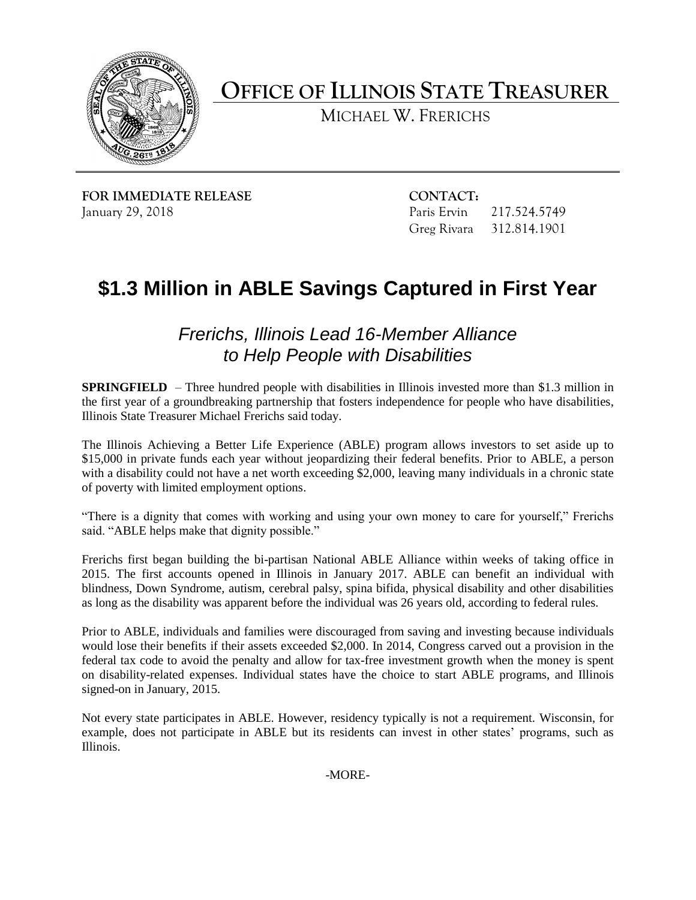# OFFICE OF ILLINOIS STATE TREASURER

MICHAEL W. FRERICHS

**FOR IMMEDIATE RELEASE**
January 29, 2018

**CONTACT:**
Paris Ervin 217.524.5749
Greg Rivara 312.814.1901

# $1.3 Million in ABLE Savings Captured in First Year

## *Frerichs, Illinois Lead 16-Member Alliance to Help People with Disabilities*

**SPRINGFIELD** – Three hundred people with disabilities in Illinois invested more than $1.3 million in the first year of a groundbreaking partnership that fosters independence for people who have disabilities, Illinois State Treasurer Michael Frerichs said today.

The Illinois Achieving a Better Life Experience (ABLE) program allows investors to set aside up to $15,000 in private funds each year without jeopardizing their federal benefits. Prior to ABLE, a person with a disability could not have a net worth exceeding $2,000, leaving many individuals in a chronic state of poverty with limited employment options.

"There is a dignity that comes with working and using your own money to care for yourself," Frerichs said. "ABLE helps make that dignity possible."

Frerichs first began building the bi-partisan National ABLE Alliance within weeks of taking office in 2015. The first accounts opened in Illinois in January 2017. ABLE can benefit an individual with blindness, Down Syndrome, autism, cerebral palsy, spina bifida, physical disability and other disabilities as long as the disability was apparent before the individual was 26 years old, according to federal rules.

Prior to ABLE, individuals and families were discouraged from saving and investing because individuals would lose their benefits if their assets exceeded $2,000. In 2014, Congress carved out a provision in the federal tax code to avoid the penalty and allow for tax-free investment growth when the money is spent on disability-related expenses. Individual states have the choice to start ABLE programs, and Illinois signed-on in January, 2015.

Not every state participates in ABLE. However, residency typically is not a requirement. Wisconsin, for example, does not participate in ABLE but its residents can invest in other states' programs, such as Illinois.

-MORE-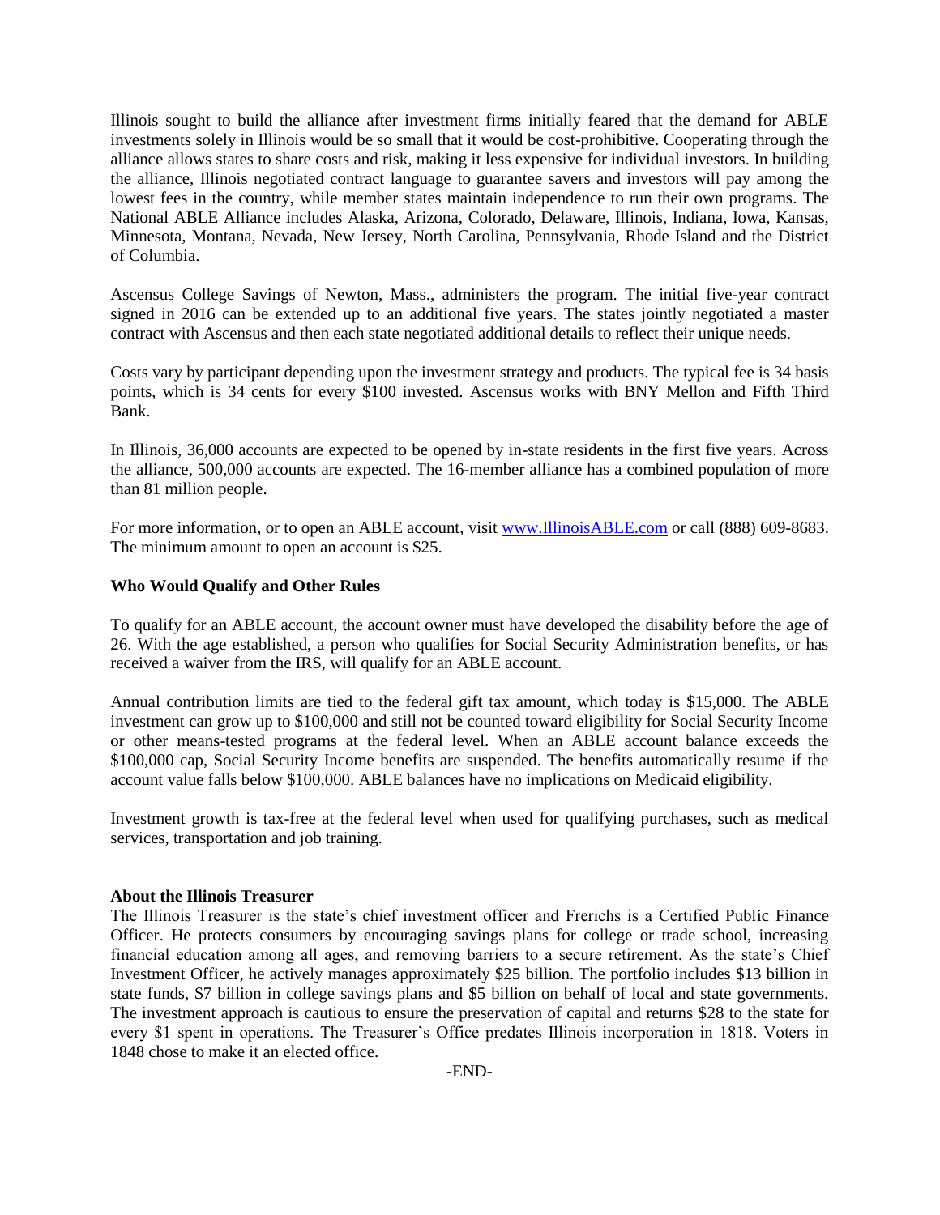Illinois sought to build the alliance after investment firms initially feared that the demand for ABLE investments solely in Illinois would be so small that it would be cost-prohibitive. Cooperating through the alliance allows states to share costs and risk, making it less expensive for individual investors. In building the alliance, Illinois negotiated contract language to guarantee savers and investors will pay among the lowest fees in the country, while member states maintain independence to run their own programs. The National ABLE Alliance includes Alaska, Arizona, Colorado, Delaware, Illinois, Indiana, Iowa, Kansas, Minnesota, Montana, Nevada, New Jersey, North Carolina, Pennsylvania, Rhode Island and the District of Columbia.

Ascensus College Savings of Newton, Mass., administers the program. The initial five-year contract signed in 2016 can be extended up to an additional five years. The states jointly negotiated a master contract with Ascensus and then each state negotiated additional details to reflect their unique needs.

Costs vary by participant depending upon the investment strategy and products. The typical fee is 34 basis points, which is 34 cents for every $100 invested. Ascensus works with BNY Mellon and Fifth Third Bank.

In Illinois, 36,000 accounts are expected to be opened by in-state residents in the first five years. Across the alliance, 500,000 accounts are expected. The 16-member alliance has a combined population of more than 81 million people.

For more information, or to open an ABLE account, visit [www.IllinoisABLE.com](http://www.IllinoisABLE.com) or call (888) 609-8683. The minimum amount to open an account is $25.

**Who Would Qualify and Other Rules**

To qualify for an ABLE account, the account owner must have developed the disability before the age of 26. With the age established, a person who qualifies for Social Security Administration benefits, or has received a waiver from the IRS, will qualify for an ABLE account.

Annual contribution limits are tied to the federal gift tax amount, which today is $15,000. The ABLE investment can grow up to $100,000 and still not be counted toward eligibility for Social Security Income or other means-tested programs at the federal level. When an ABLE account balance exceeds the $100,000 cap, Social Security Income benefits are suspended. The benefits automatically resume if the account value falls below $100,000. ABLE balances have no implications on Medicaid eligibility.

Investment growth is tax-free at the federal level when used for qualifying purchases, such as medical services, transportation and job training.

**About the Illinois Treasurer**

The Illinois Treasurer is the state's chief investment officer and Frerichs is a Certified Public Finance Officer. He protects consumers by encouraging savings plans for college or trade school, increasing financial education among all ages, and removing barriers to a secure retirement. As the state's Chief Investment Officer, he actively manages approximately $25 billion. The portfolio includes $13 billion in state funds, $7 billion in college savings plans and $5 billion on behalf of local and state governments. The investment approach is cautious to ensure the preservation of capital and returns $28 to the state for every $1 spent in operations. The Treasurer's Office predates Illinois incorporation in 1818. Voters in 1848 chose to make it an elected office.

-END-